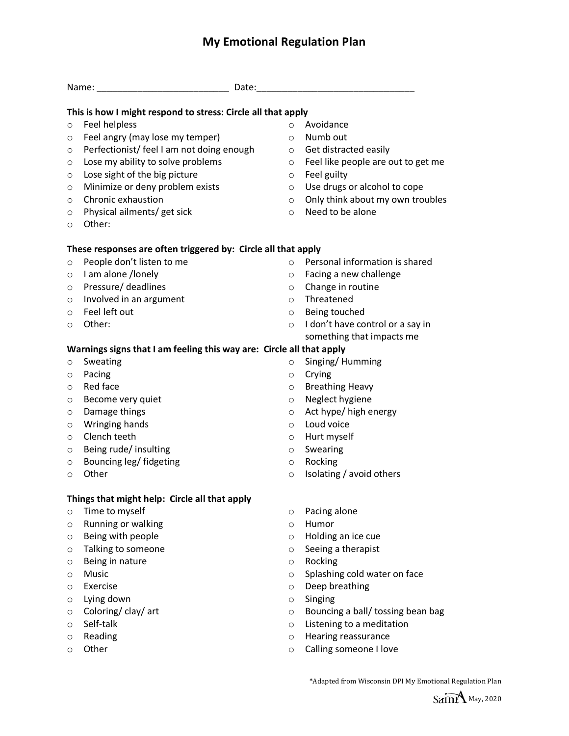# My Emotional Regulation Plan

Name: ___________________________ Date:_______________________________

**This is how I might respond to stress: Circle all that apply**

- Feel helpless
- Feel angry (may lose my temper)
- Perfectionist/ feel I am not doing enough
- Lose my ability to solve problems
- Lose sight of the big picture
- Minimize or deny problem exists
- Chronic exhaustion
- Physical ailments/ get sick
- Other:
- Avoidance
- Numb out
- Get distracted easily
- Feel like people are out to get me
- Feel guilty
- Use drugs or alcohol to cope
- Only think about my own troubles
- Need to be alone

**These responses are often triggered by: Circle all that apply**

- People don't listen to me
- I am alone /lonely
- Pressure/ deadlines
- Involved in an argument
- Feel left out
- Other:
- Personal information is shared
- Facing a new challenge
- Change in routine
- Threatened
- Being touched
- I don't have control or a say in something that impacts me

**Warnings signs that I am feeling this way are: Circle all that apply**

- Sweating
- Pacing
- Red face
- Become very quiet
- Damage things
- Wringing hands
- Clench teeth
- Being rude/ insulting
- Bouncing leg/ fidgeting
- Other
- Singing/ Humming
- Crying
- Breathing Heavy
- Neglect hygiene
- Act hype/ high energy
- Loud voice
- Hurt myself
- Swearing
- Rocking
- Isolating / avoid others

**Things that might help: Circle all that apply**

- Time to myself
- Running or walking
- Being with people
- Talking to someone
- Being in nature
- Music
- Exercise
- Lying down
- Coloring/ clay/ art
- Self-talk
- Reading
- Other
- Pacing alone
- Humor
- Holding an ice cue
- Seeing a therapist
- Rocking
- Splashing cold water on face
- Deep breathing
- Singing
- Bouncing a ball/ tossing bean bag
- Listening to a meditation
- Hearing reassurance
- Calling someone I love

*Adapted from Wisconsin DPI My Emotional Regulation Plan

Saint A May, 2020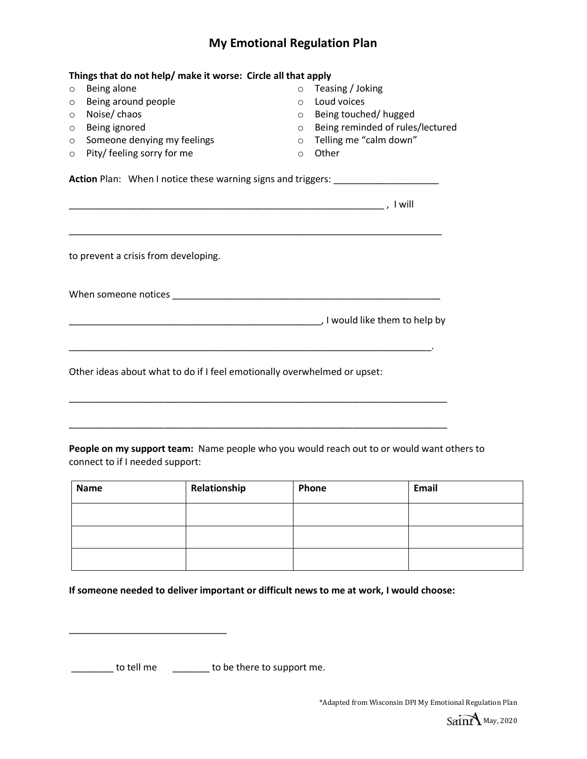# My Emotional Regulation Plan

**Things that do not help/ make it worse: Circle all that apply**

- Being alone
- Being around people
- Noise/ chaos
- Being ignored
- Someone denying my feelings
- Pity/ feeling sorry for me
- Teasing / Joking
- Loud voices
- Being touched/ hugged
- Being reminded of rules/lectured
- Telling me "calm down"
- Other

**Action** Plan: When I notice these warning signs and triggers: ____________________

_______________________________________________________________ , I will

___________________________________________________________________________

to prevent a crisis from developing.

When someone notices ______________________________________________________

__________________________________________________, I would like them to help by

__________________________________________________________________________.

Other ideas about what to do if I feel emotionally overwhelmed or upset:

___________________________________________________________________________

___________________________________________________________________________

**People on my support team:** Name people who you would reach out to or would want others to connect to if I needed support:

| Name | Relationship | Phone | Email |
|---|---|---|---|
| | | | |
| | | | |
| | | | |

**If someone needed to deliver important or difficult news to me at work, I would choose:**

_______________________________

________ to tell me _______ to be there to support me.

*Adapted from Wisconsin DPI My Emotional Regulation Plan

SaintA May, 2020